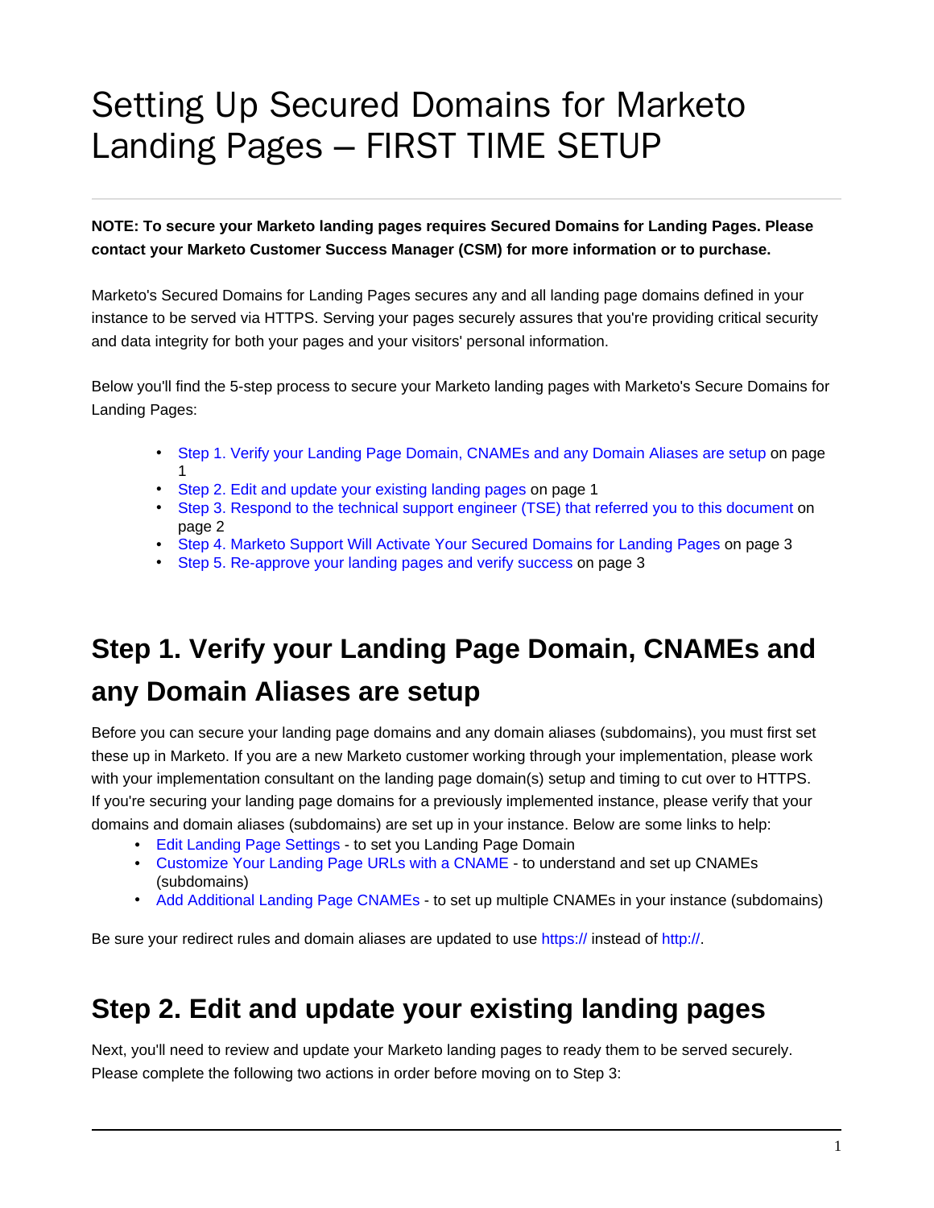# Setting Up Secured Domains for Marketo Landing Pages – FIRST TIME SETUP

**NOTE: To secure your Marketo landing pages requires Secured Domains for Landing Pages. Please contact your Marketo Customer Success Manager (CSM) for more information or to purchase.**

Marketo's Secured Domains for Landing Pages secures any and all landing page domains defined in your instance to be served via HTTPS. Serving your pages securely assures that you're providing critical security and data integrity for both your pages and your visitors' personal information.

Below you'll find the 5-step process to secure your Marketo landing pages with Marketo's Secure Domains for Landing Pages:

- Step 1. Verify your Landing Page Domain, CNAMEs and any Domain Aliases are setup on page 1
- Step 2. Edit and update your existing landing pages on page 1
- Step 3. Respond to the technical support engineer (TSE) that referred you to this document on page 2
- Step 4. Marketo Support Will Activate Your Secured Domains for Landing Pages on page 3
- Step 5. Re-approve your landing pages and verify success on page 3

## Step 1. Verify your Landing Page Domain, CNAMEs and any Domain Aliases are setup

Before you can secure your landing page domains and any domain aliases (subdomains), you must first set these up in Marketo. If you are a new Marketo customer working through your implementation, please work with your implementation consultant on the landing page domain(s) setup and timing to cut over to HTTPS. If you're securing your landing page domains for a previously implemented instance, please verify that your domains and domain aliases (subdomains) are set up in your instance. Below are some links to help:

- Edit Landing Page Settings - to set you Landing Page Domain
- Customize Your Landing Page URLs with a CNAME - to understand and set up CNAMEs (subdomains)
- Add Additional Landing Page CNAMEs - to set up multiple CNAMEs in your instance (subdomains)

Be sure your redirect rules and domain aliases are updated to use https:// instead of http://.

## Step 2. Edit and update your existing landing pages

Next, you'll need to review and update your Marketo landing pages to ready them to be served securely. Please complete the following two actions in order before moving on to Step 3: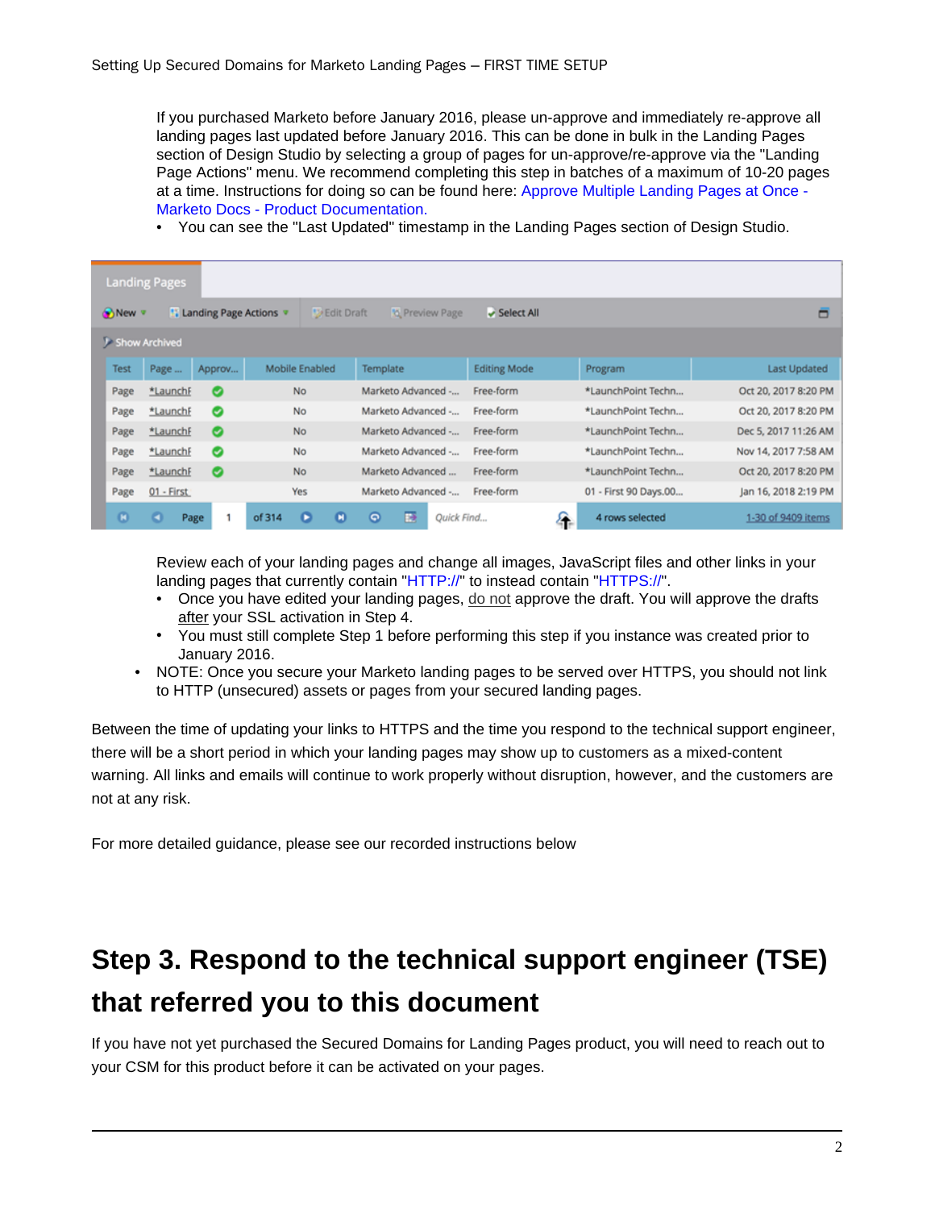If you purchased Marketo before January 2016, please un-approve and immediately re-approve all landing pages last updated before January 2016. This can be done in bulk in the Landing Pages section of Design Studio by selecting a group of pages for un-approve/re-approve via the "Landing Page Actions" menu. We recommend completing this step in batches of a maximum of 10-20 pages at a time. Instructions for doing so can be found here: Approve Multiple Landing Pages at Once - Marketo Docs - Product Documentation.

- You can see the "Last Updated" timestamp in the Landing Pages section of Design Studio.

Review each of your landing pages and change all images, JavaScript files and other links in your landing pages that currently contain "HTTP://" to instead contain "HTTPS://".

- Once you have edited your landing pages, do not approve the draft. You will approve the drafts after your SSL activation in Step 4.
- You must still complete Step 1 before performing this step if you instance was created prior to January 2016.

- NOTE: Once you secure your Marketo landing pages to be served over HTTPS, you should not link to HTTP (unsecured) assets or pages from your secured landing pages.

Between the time of updating your links to HTTPS and the time you respond to the technical support engineer, there will be a short period in which your landing pages may show up to customers as a mixed-content warning. All links and emails will continue to work properly without disruption, however, and the customers are not at any risk.

For more detailed guidance, please see our recorded instructions below

## Step 3. Respond to the technical support engineer (TSE) that referred you to this document

If you have not yet purchased the Secured Domains for Landing Pages product, you will need to reach out to your CSM for this product before it can be activated on your pages.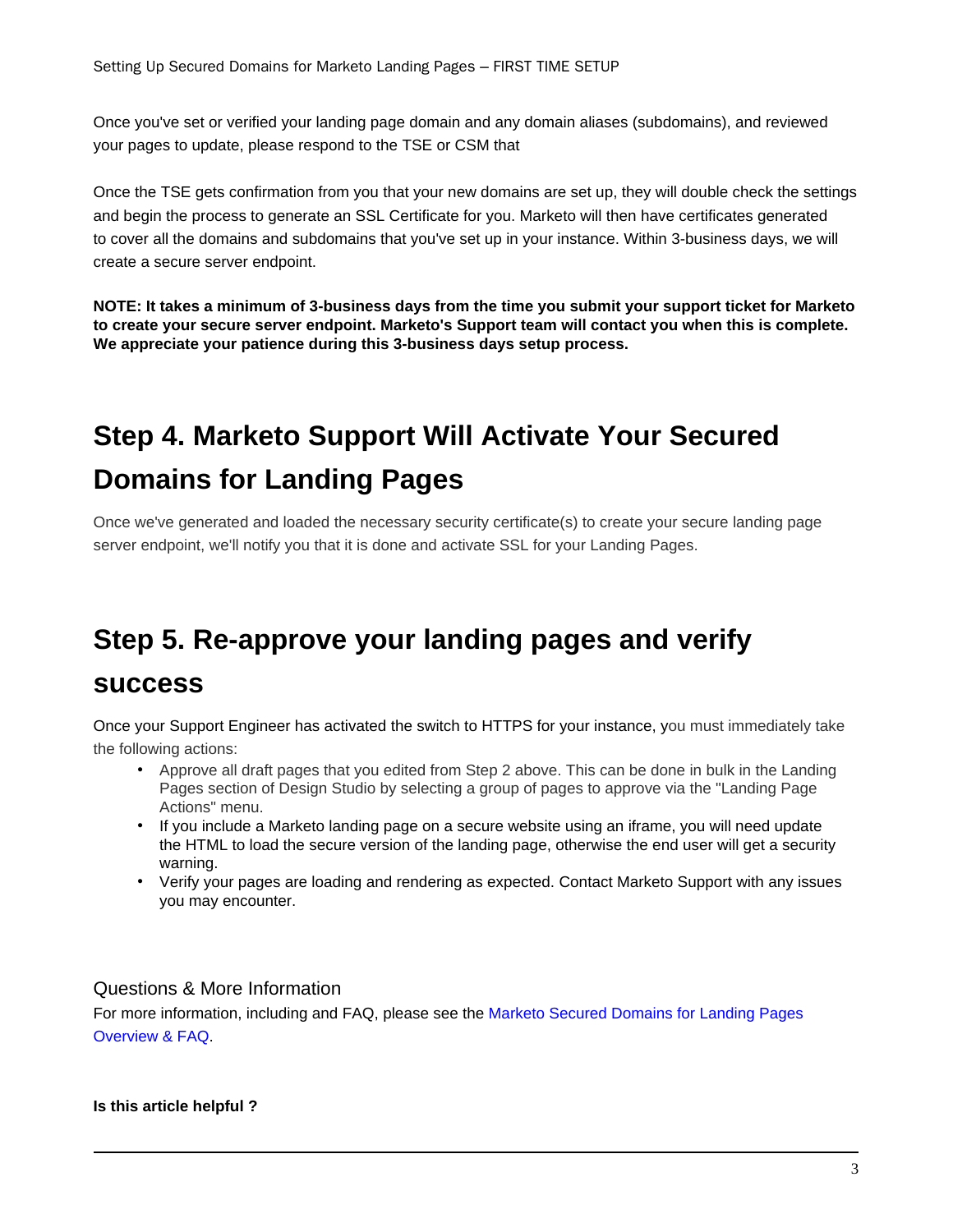Once you've set or verified your landing page domain and any domain aliases (subdomains), and reviewed your pages to update, please respond to the TSE or CSM that

Once the TSE gets confirmation from you that your new domains are set up, they will double check the settings and begin the process to generate an SSL Certificate for you. Marketo will then have certificates generated to cover all the domains and subdomains that you've set up in your instance. Within 3-business days, we will create a secure server endpoint.

**NOTE: It takes a minimum of 3-business days from the time you submit your support ticket for Marketo to create your secure server endpoint. Marketo's Support team will contact you when this is complete. We appreciate your patience during this 3-business days setup process.**

# Step 4. Marketo Support Will Activate Your Secured Domains for Landing Pages

Once we've generated and loaded the necessary security certificate(s) to create your secure landing page server endpoint, we'll notify you that it is done and activate SSL for your Landing Pages.

# Step 5. Re-approve your landing pages and verify success

Once your Support Engineer has activated the switch to HTTPS for your instance, you must immediately take the following actions:

- Approve all draft pages that you edited from Step 2 above. This can be done in bulk in the Landing Pages section of Design Studio by selecting a group of pages to approve via the "Landing Page Actions" menu.
- If you include a Marketo landing page on a secure website using an iframe, you will need update the HTML to load the secure version of the landing page, otherwise the end user will get a security warning.
- Verify your pages are loading and rendering as expected. Contact Marketo Support with any issues you may encounter.

## Questions & More Information

For more information, including and FAQ, please see the Marketo Secured Domains for Landing Pages Overview & FAQ.

**Is this article helpful ?**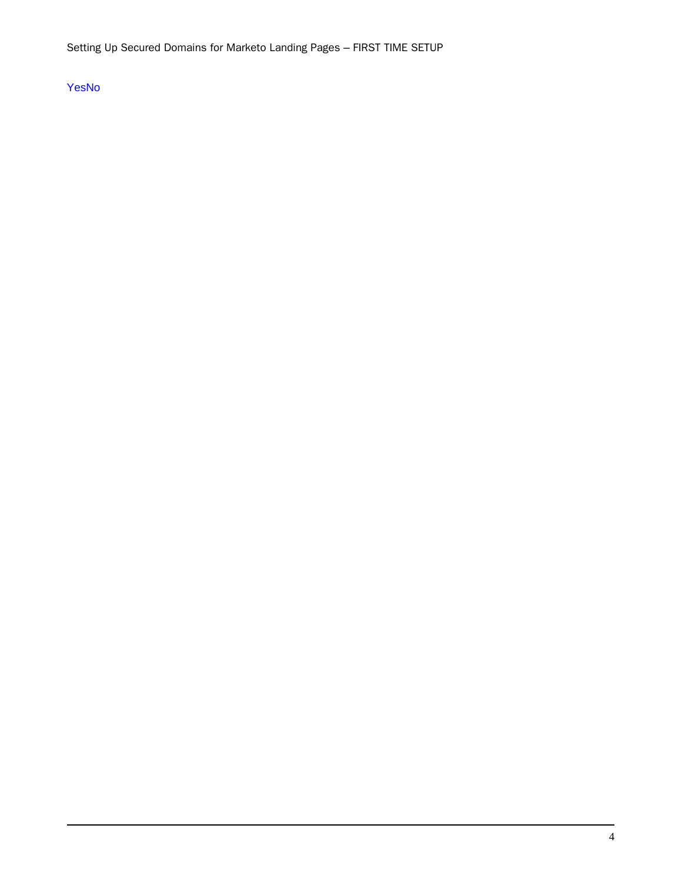YesNo